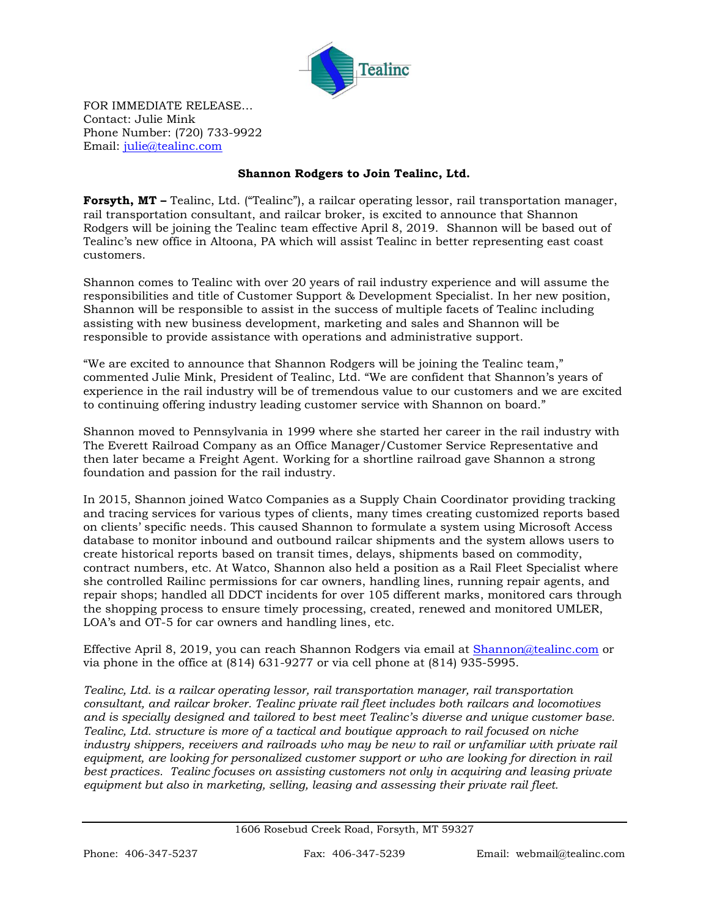Tealinc

FOR IMMEDIATE RELEASE…
Contact: Julie Mink
Phone Number: (720) 733-9922
Email: [julie@tealinc.com](mailto:julie@tealinc.com)

## Shannon Rodgers to Join Tealinc, Ltd.

**Forsyth, MT –** Tealinc, Ltd. ("Tealinc"), a railcar operating lessor, rail transportation manager, rail transportation consultant, and railcar broker, is excited to announce that Shannon Rodgers will be joining the Tealinc team effective April 8, 2019. Shannon will be based out of Tealinc's new office in Altoona, PA which will assist Tealinc in better representing east coast customers.

Shannon comes to Tealinc with over 20 years of rail industry experience and will assume the responsibilities and title of Customer Support & Development Specialist. In her new position, Shannon will be responsible to assist in the success of multiple facets of Tealinc including assisting with new business development, marketing and sales and Shannon will be responsible to provide assistance with operations and administrative support.

"We are excited to announce that Shannon Rodgers will be joining the Tealinc team," commented Julie Mink, President of Tealinc, Ltd. "We are confident that Shannon's years of experience in the rail industry will be of tremendous value to our customers and we are excited to continuing offering industry leading customer service with Shannon on board."

Shannon moved to Pennsylvania in 1999 where she started her career in the rail industry with The Everett Railroad Company as an Office Manager/Customer Service Representative and then later became a Freight Agent. Working for a shortline railroad gave Shannon a strong foundation and passion for the rail industry.

In 2015, Shannon joined Watco Companies as a Supply Chain Coordinator providing tracking and tracing services for various types of clients, many times creating customized reports based on clients' specific needs. This caused Shannon to formulate a system using Microsoft Access database to monitor inbound and outbound railcar shipments and the system allows users to create historical reports based on transit times, delays, shipments based on commodity, contract numbers, etc. At Watco, Shannon also held a position as a Rail Fleet Specialist where she controlled Railinc permissions for car owners, handling lines, running repair agents, and repair shops; handled all DDCT incidents for over 105 different marks, monitored cars through the shopping process to ensure timely processing, created, renewed and monitored UMLER, LOA's and OT-5 for car owners and handling lines, etc.

Effective April 8, 2019, you can reach Shannon Rodgers via email at [Shannon@tealinc.com](mailto:Shannon@tealinc.com) or via phone in the office at (814) 631-9277 or via cell phone at (814) 935-5995.

*Tealinc, Ltd. is a railcar operating lessor, rail transportation manager, rail transportation consultant, and railcar broker. Tealinc private rail fleet includes both railcars and locomotives and is specially designed and tailored to best meet Tealinc's diverse and unique customer base. Tealinc, Ltd. structure is more of a tactical and boutique approach to rail focused on niche industry shippers, receivers and railroads who may be new to rail or unfamiliar with private rail equipment, are looking for personalized customer support or who are looking for direction in rail best practices. Tealinc focuses on assisting customers not only in acquiring and leasing private equipment but also in marketing, selling, leasing and assessing their private rail fleet.*

1606 Rosebud Creek Road, Forsyth, MT 59327

Phone: 406-347-5237 Fax: 406-347-5239 Email: webmail@tealinc.com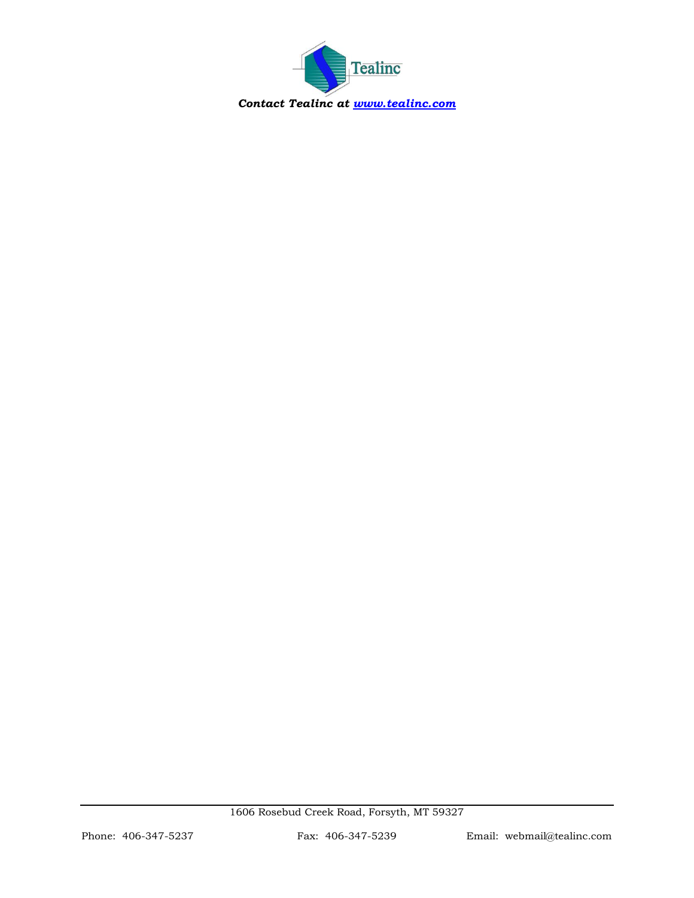Tealinc

***Contact Tealinc at [www.tealinc.com](http://www.tealinc.com)***

1606 Rosebud Creek Road, Forsyth, MT 59327

Phone: 406-347-5237 Fax: 406-347-5239 Email: webmail@tealinc.com